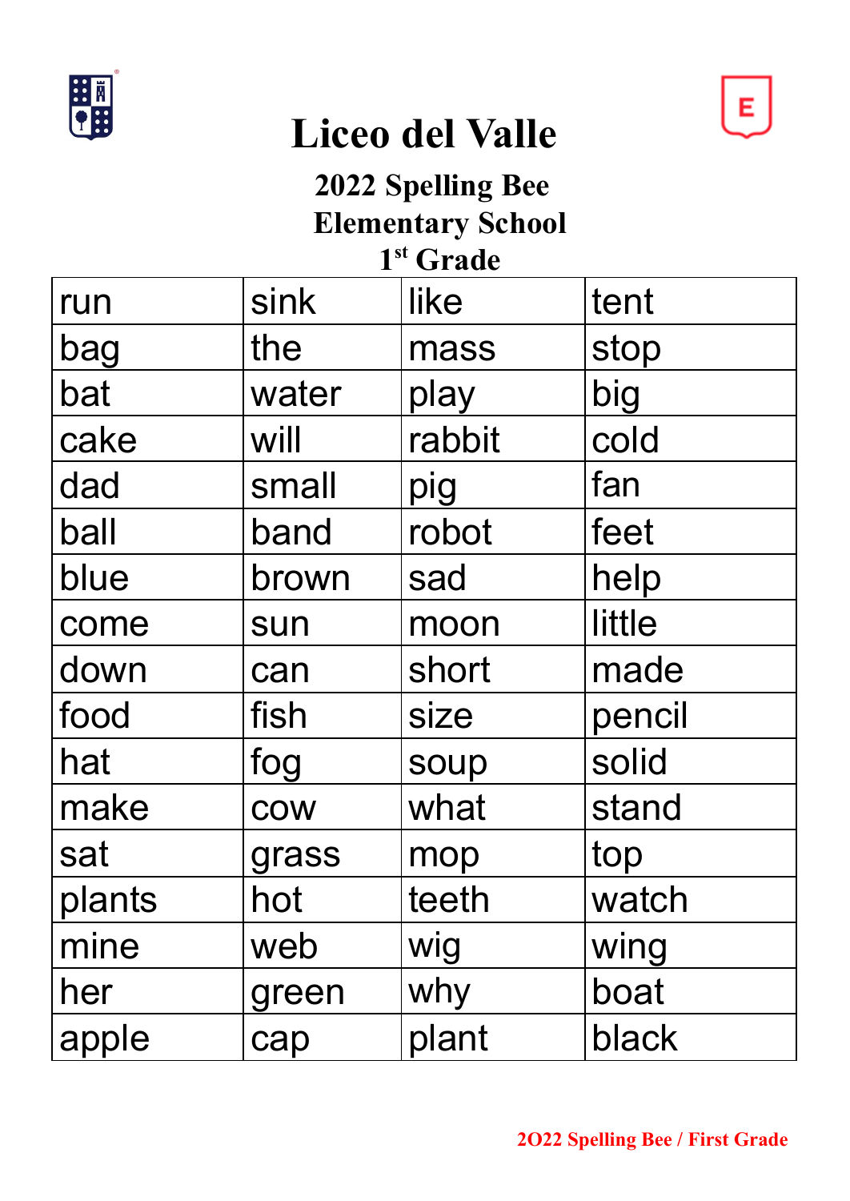# Liceo del Valle

## 2022 Spelling Bee
## Elementary School
## 1st Grade

| run | sink | like | tent |
|---|---|---|---|
| bag | the | mass | stop |
| bat | water | play | big |
| cake | will | rabbit | cold |
| dad | small | pig | fan |
| ball | band | robot | feet |
| blue | brown | sad | help |
| come | sun | moon | little |
| down | can | short | made |
| food | fish | size | pencil |
| hat | fog | soup | solid |
| make | cow | what | stand |
| sat | grass | mop | top |
| plants | hot | teeth | watch |
| mine | web | wig | wing |
| her | green | why | boat |
| apple | cap | plant | black |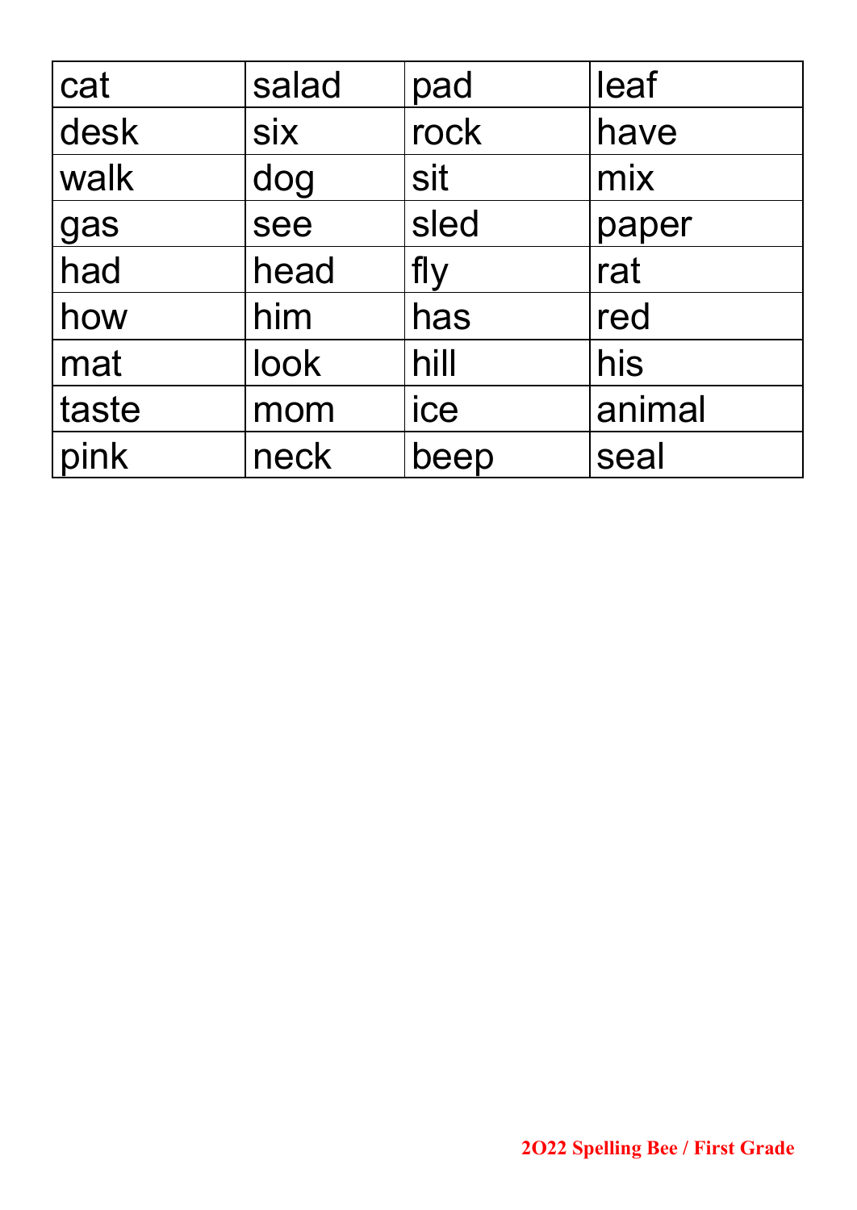| cat | salad | pad | leaf |
|---|---|---|---|
| desk | six | rock | have |
| walk | dog | sit | mix |
| gas | see | sled | paper |
| had | head | fly | rat |
| how | him | has | red |
| mat | look | hill | his |
| taste | mom | ice | animal |
| pink | neck | beep | seal |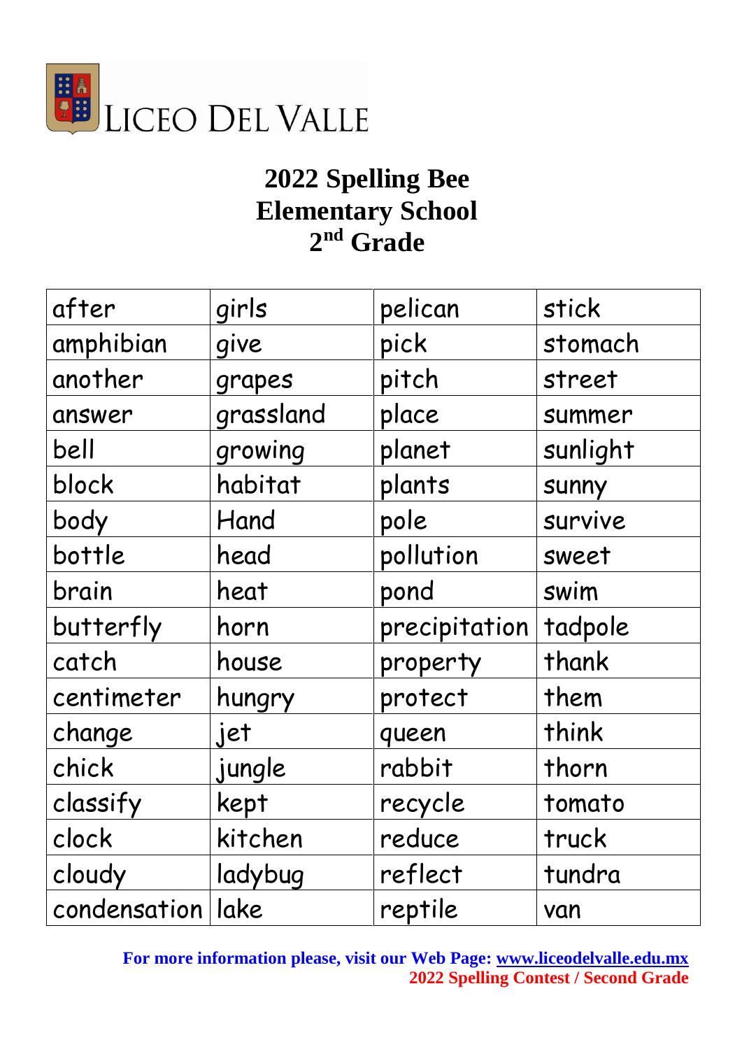LICEO DEL VALLE

# 2022 Spelling Bee
## Elementary School
## 2nd Grade

| after | girls | pelican | stick |
|---|---|---|---|
| amphibian | give | pick | stomach |
| another | grapes | pitch | street |
| answer | grassland | place | summer |
| bell | growing | planet | sunlight |
| block | habitat | plants | sunny |
| body | Hand | pole | survive |
| bottle | head | pollution | sweet |
| brain | heat | pond | swim |
| butterfly | horn | precipitation | tadpole |
| catch | house | property | thank |
| centimeter | hungry | protect | them |
| change | jet | queen | think |
| chick | jungle | rabbit | thorn |
| classify | kept | recycle | tomato |
| clock | kitchen | reduce | truck |
| cloudy | ladybug | reflect | tundra |
| condensation | lake | reptile | van |

**For more information please, visit our Web Page: www.liceodelvalle.edu.mx**
**2022 Spelling Contest / Second Grade**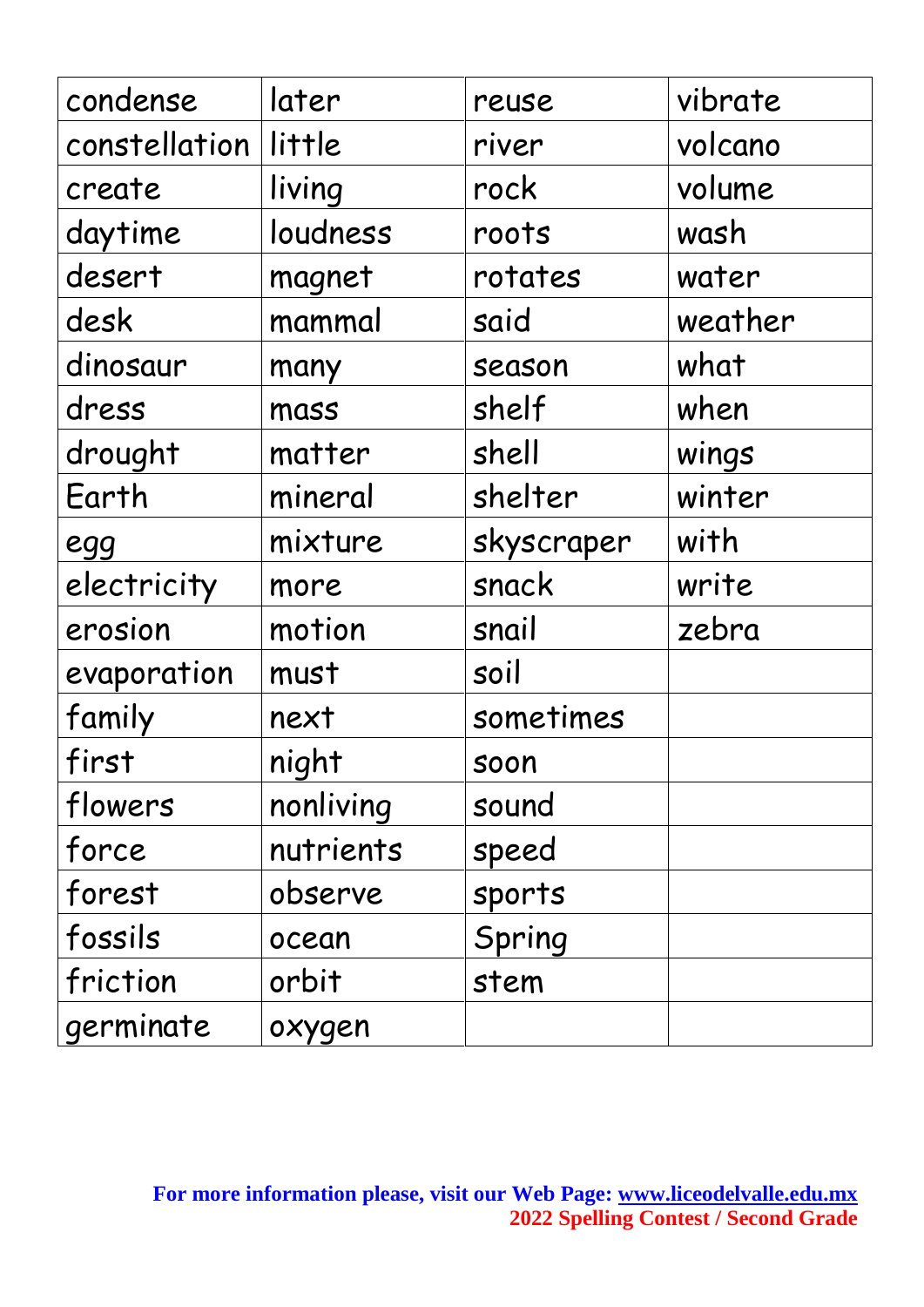| condense | later | reuse | vibrate |
|---|---|---|---|
| constellation | little | river | volcano |
| create | living | rock | volume |
| daytime | loudness | roots | wash |
| desert | magnet | rotates | water |
| desk | mammal | said | weather |
| dinosaur | many | season | what |
| dress | mass | shelf | when |
| drought | matter | shell | wings |
| Earth | mineral | shelter | winter |
| egg | mixture | skyscraper | with |
| electricity | more | snack | write |
| erosion | motion | snail | zebra |
| evaporation | must | soil | |
| family | next | sometimes | |
| first | night | soon | |
| flowers | nonliving | sound | |
| force | nutrients | speed | |
| forest | observe | sports | |
| fossils | ocean | Spring | |
| friction | orbit | stem | |
| germinate | oxygen | | |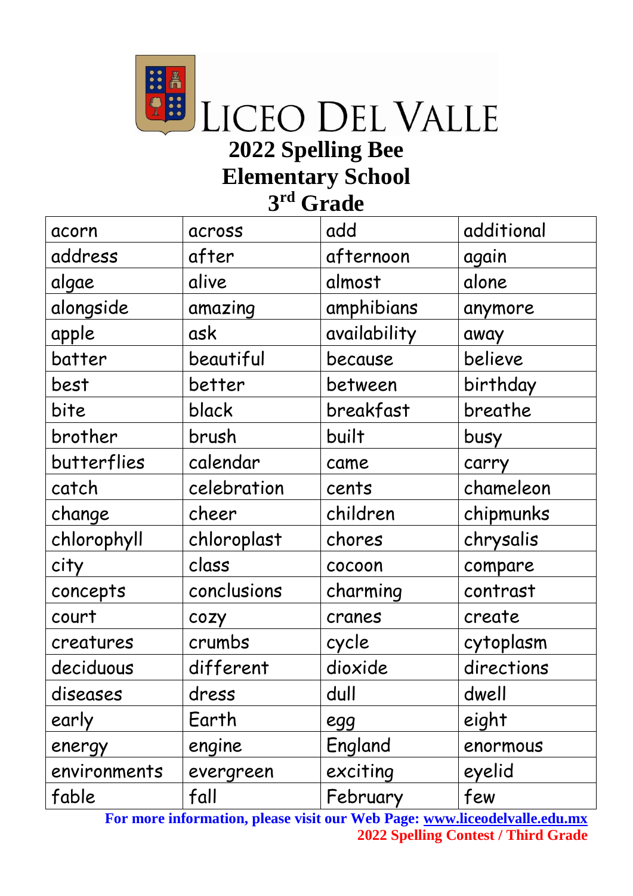LICEO DEL VALLE

# 2022 Spelling Bee
## Elementary School
## 3rd Grade

| acorn | across | add | additional |
|---|---|---|---|
| address | after | afternoon | again |
| algae | alive | almost | alone |
| alongside | amazing | amphibians | anymore |
| apple | ask | availability | away |
| batter | beautiful | because | believe |
| best | better | between | birthday |
| bite | black | breakfast | breathe |
| brother | brush | built | busy |
| butterflies | calendar | came | carry |
| catch | celebration | cents | chameleon |
| change | cheer | children | chipmunks |
| chlorophyll | chloroplast | chores | chrysalis |
| city | class | cocoon | compare |
| concepts | conclusions | charming | contrast |
| court | cozy | cranes | create |
| creatures | crumbs | cycle | cytoplasm |
| deciduous | different | dioxide | directions |
| diseases | dress | dull | dwell |
| early | Earth | egg | eight |
| energy | engine | England | enormous |
| environments | evergreen | exciting | eyelid |
| fable | fall | February | few |

**For more information, please visit our Web Page: www.liceodelvalle.edu.mx**

**2022 Spelling Contest / Third Grade**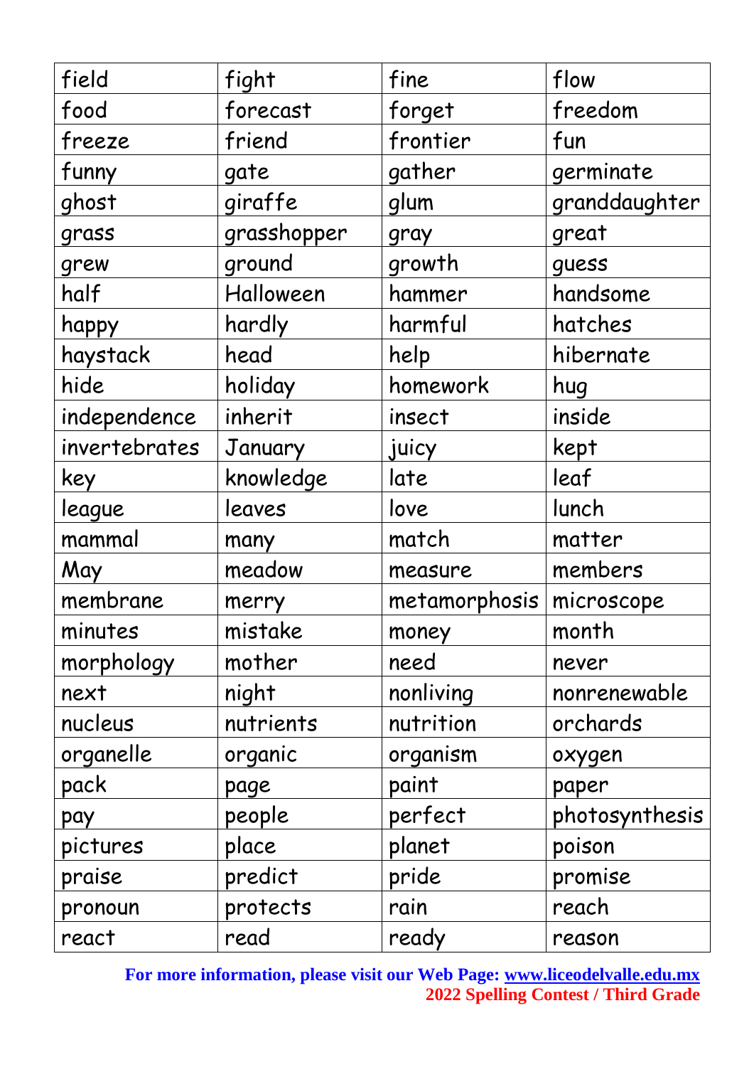| field | fight | fine | flow |
| --- | --- | --- | --- |
| food | forecast | forget | freedom |
| freeze | friend | frontier | fun |
| funny | gate | gather | germinate |
| ghost | giraffe | glum | granddaughter |
| grass | grasshopper | gray | great |
| grew | ground | growth | guess |
| half | Halloween | hammer | handsome |
| happy | hardly | harmful | hatches |
| haystack | head | help | hibernate |
| hide | holiday | homework | hug |
| independence | inherit | insect | inside |
| invertebrates | January | juicy | kept |
| key | knowledge | late | leaf |
| league | leaves | love | lunch |
| mammal | many | match | matter |
| May | meadow | measure | members |
| membrane | merry | metamorphosis | microscope |
| minutes | mistake | money | month |
| morphology | mother | need | never |
| next | night | nonliving | nonrenewable |
| nucleus | nutrients | nutrition | orchards |
| organelle | organic | organism | oxygen |
| pack | page | paint | paper |
| pay | people | perfect | photosynthesis |
| pictures | place | planet | poison |
| praise | predict | pride | promise |
| pronoun | protects | rain | reach |
| react | read | ready | reason |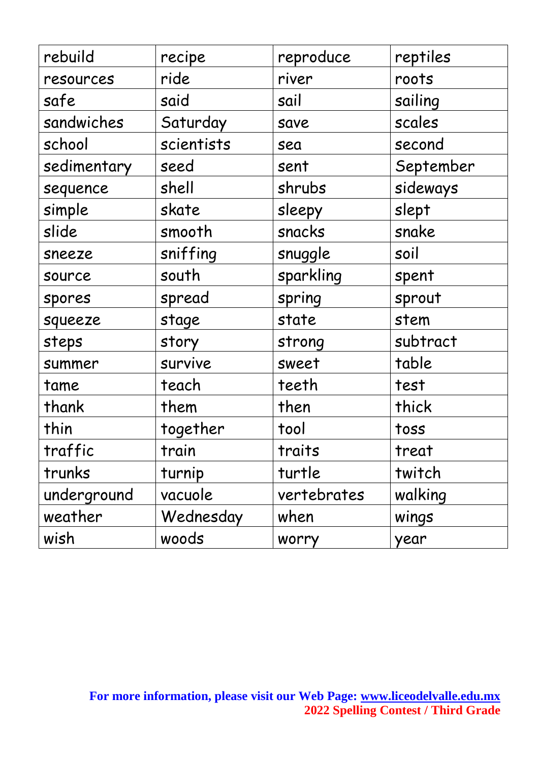| rebuild | recipe | reproduce | reptiles |
| --- | --- | --- | --- |
| resources | ride | river | roots |
| safe | said | sail | sailing |
| sandwiches | Saturday | save | scales |
| school | scientists | sea | second |
| sedimentary | seed | sent | September |
| sequence | shell | shrubs | sideways |
| simple | skate | sleepy | slept |
| slide | smooth | snacks | snake |
| sneeze | sniffing | snuggle | soil |
| source | south | sparkling | spent |
| spores | spread | spring | sprout |
| squeeze | stage | state | stem |
| steps | story | strong | subtract |
| summer | survive | sweet | table |
| tame | teach | teeth | test |
| thank | them | then | thick |
| thin | together | tool | toss |
| traffic | train | traits | treat |
| trunks | turnip | turtle | twitch |
| underground | vacuole | vertebrates | walking |
| weather | Wednesday | when | wings |
| wish | woods | worry | year |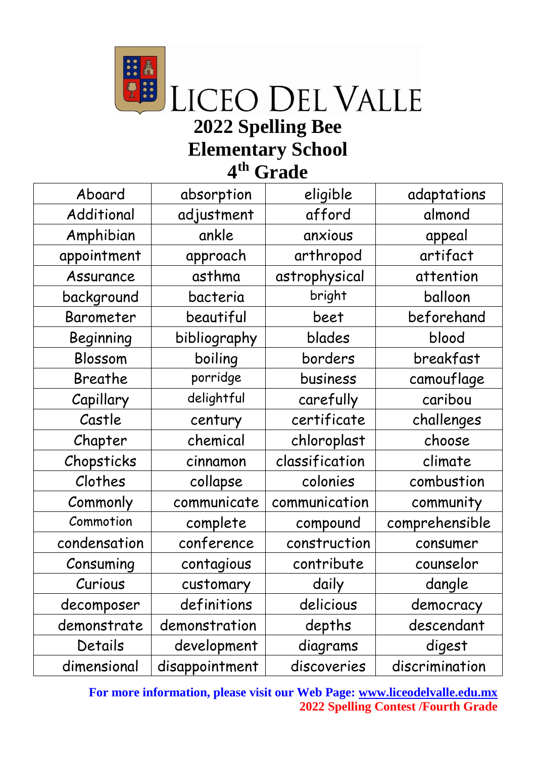# LICEO DEL VALLE

## 2022 Spelling Bee
## Elementary School
## 4th Grade

| Aboard | absorption | eligible | adaptations |
|---|---|---|---|
| Additional | adjustment | afford | almond |
| Amphibian | ankle | anxious | appeal |
| appointment | approach | arthropod | artifact |
| Assurance | asthma | astrophysical | attention |
| background | bacteria | bright | balloon |
| Barometer | beautiful | beet | beforehand |
| Beginning | bibliography | blades | blood |
| Blossom | boiling | borders | breakfast |
| Breathe | porridge | business | camouflage |
| Capillary | delightful | carefully | caribou |
| Castle | century | certificate | challenges |
| Chapter | chemical | chloroplast | choose |
| Chopsticks | cinnamon | classification | climate |
| Clothes | collapse | colonies | combustion |
| Commonly | communicate | communication | community |
| Commotion | complete | compound | comprehensible |
| condensation | conference | construction | consumer |
| Consuming | contagious | contribute | counselor |
| Curious | customary | daily | dangle |
| decomposer | definitions | delicious | democracy |
| demonstrate | demonstration | depths | descendant |
| Details | development | diagrams | digest |
| dimensional | disappointment | discoveries | discrimination |

**For more information, please visit our Web Page: www.liceodelvalle.edu.mx**

**2022 Spelling Contest /Fourth Grade**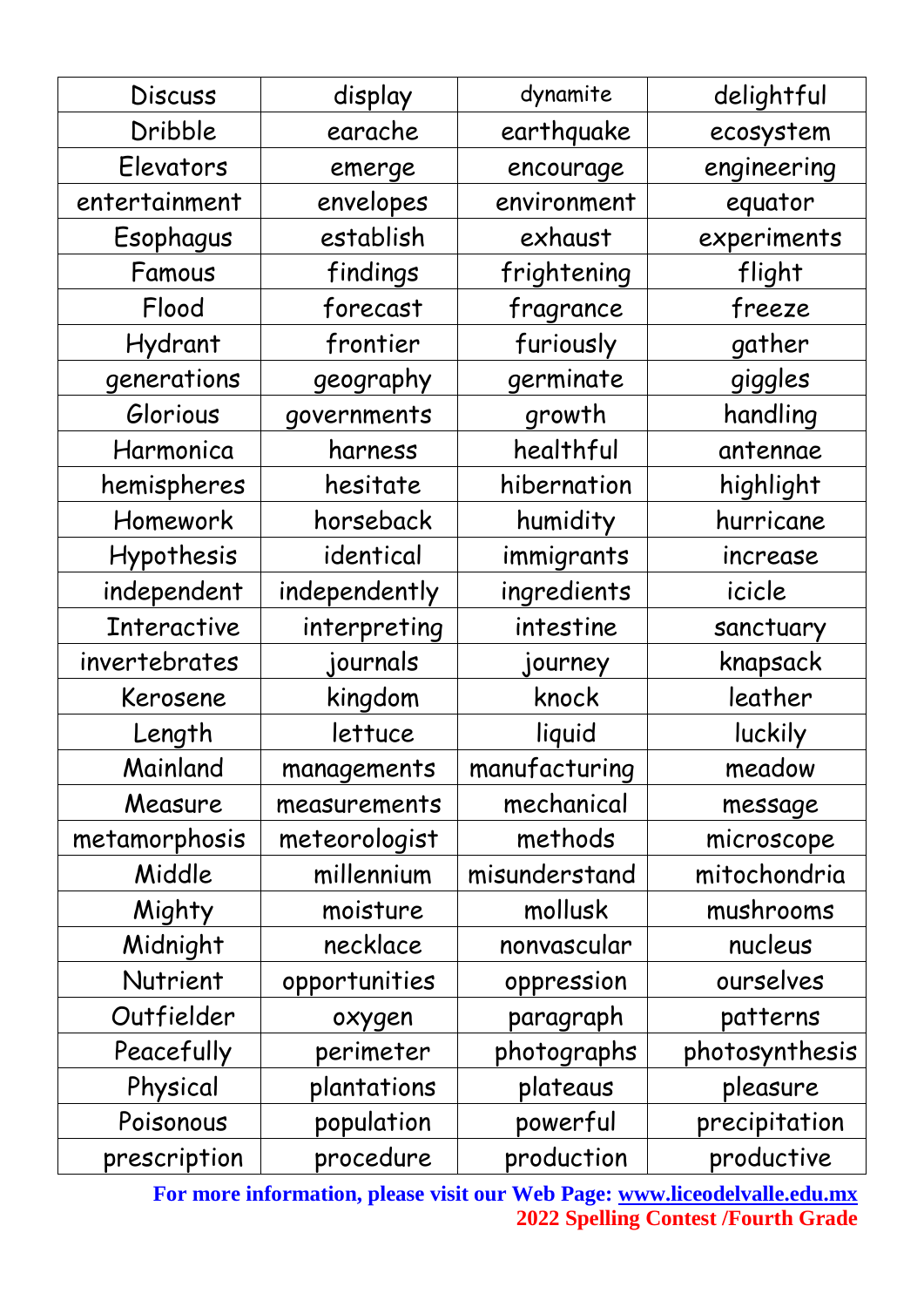| Discuss | display | dynamite | delightful |
|---|---|---|---|
| Dribble | earache | earthquake | ecosystem |
| Elevators | emerge | encourage | engineering |
| entertainment | envelopes | environment | equator |
| Esophagus | establish | exhaust | experiments |
| Famous | findings | frightening | flight |
| Flood | forecast | fragrance | freeze |
| Hydrant | frontier | furiously | gather |
| generations | geography | germinate | giggles |
| Glorious | governments | growth | handling |
| Harmonica | harness | healthful | antennae |
| hemispheres | hesitate | hibernation | highlight |
| Homework | horseback | humidity | hurricane |
| Hypothesis | identical | immigrants | increase |
| independent | independently | ingredients | icicle |
| Interactive | interpreting | intestine | sanctuary |
| invertebrates | journals | journey | knapsack |
| Kerosene | kingdom | knock | leather |
| Length | lettuce | liquid | luckily |
| Mainland | managements | manufacturing | meadow |
| Measure | measurements | mechanical | message |
| metamorphosis | meteorologist | methods | microscope |
| Middle | millennium | misunderstand | mitochondria |
| Mighty | moisture | mollusk | mushrooms |
| Midnight | necklace | nonvascular | nucleus |
| Nutrient | opportunities | oppression | ourselves |
| Outfielder | oxygen | paragraph | patterns |
| Peacefully | perimeter | photographs | photosynthesis |
| Physical | plantations | plateaus | pleasure |
| Poisonous | population | powerful | precipitation |
| prescription | procedure | production | productive |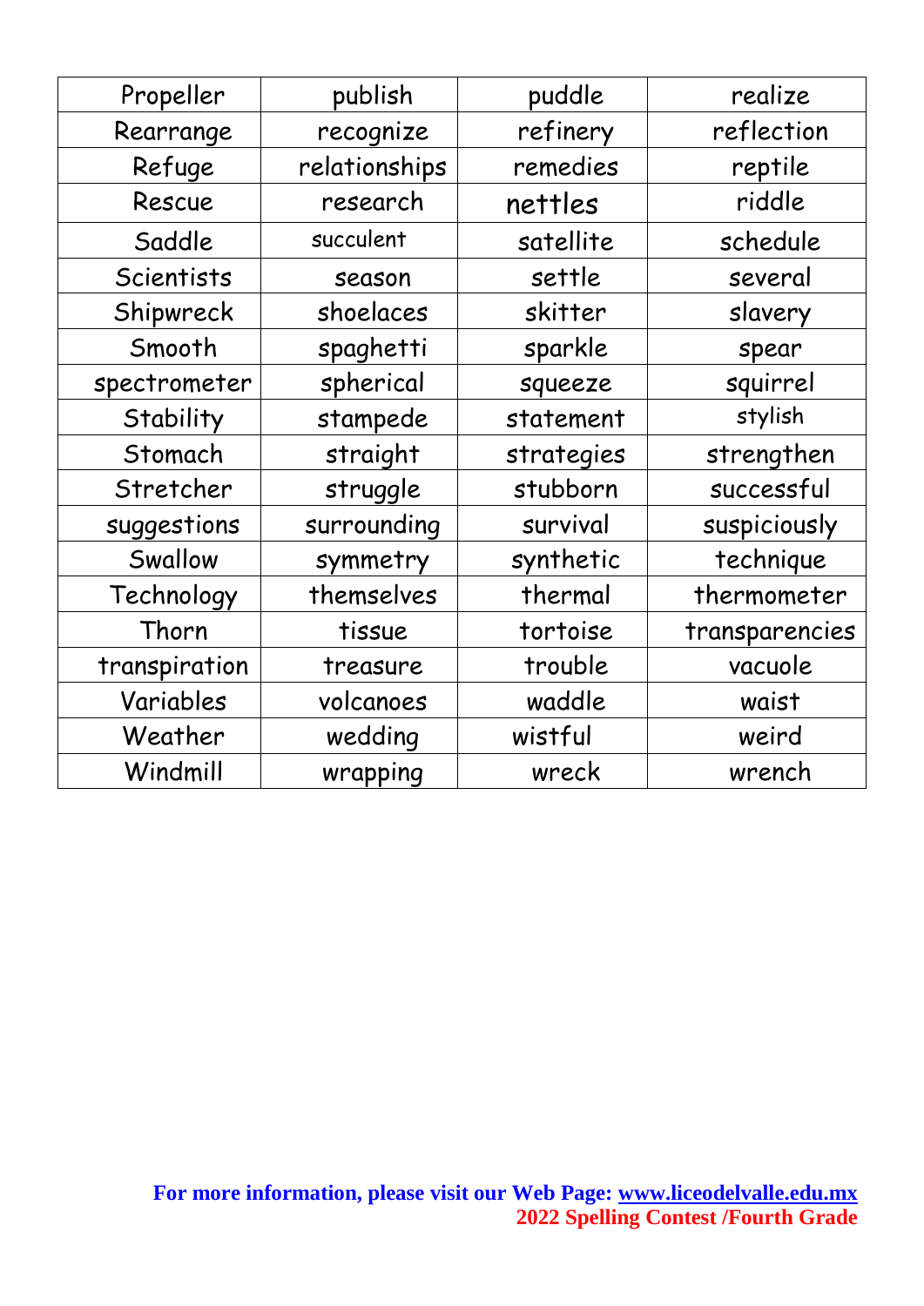| | | | |
|---|---|---|---|
| Propeller | publish | puddle | realize |
| Rearrange | recognize | refinery | reflection |
| Refuge | relationships | remedies | reptile |
| Rescue | research | nettles | riddle |
| Saddle | succulent | satellite | schedule |
| Scientists | season | settle | several |
| Shipwreck | shoelaces | skitter | slavery |
| Smooth | spaghetti | sparkle | spear |
| spectrometer | spherical | squeeze | squirrel |
| Stability | stampede | statement | stylish |
| Stomach | straight | strategies | strengthen |
| Stretcher | struggle | stubborn | successful |
| suggestions | surrounding | survival | suspiciously |
| Swallow | symmetry | synthetic | technique |
| Technology | themselves | thermal | thermometer |
| Thorn | tissue | tortoise | transparencies |
| transpiration | treasure | trouble | vacuole |
| Variables | volcanoes | waddle | waist |
| Weather | wedding | wistful | weird |
| Windmill | wrapping | wreck | wrench |

**For more information, please visit our Web Page: www.liceodelvalle.edu.mx**
**2022 Spelling Contest /Fourth Grade**